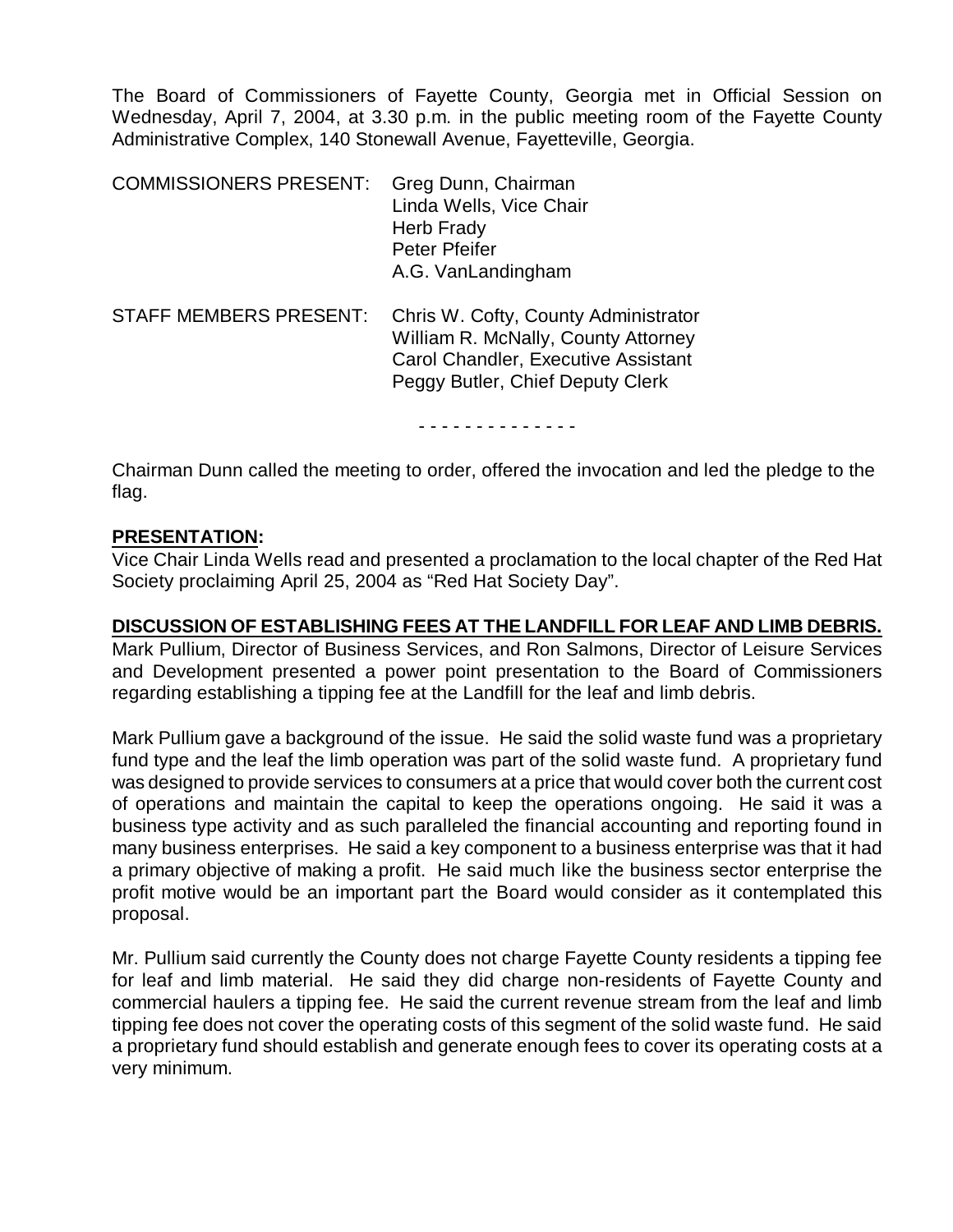The Board of Commissioners of Fayette County, Georgia met in Official Session on Wednesday, April 7, 2004, at 3.30 p.m. in the public meeting room of the Fayette County Administrative Complex, 140 Stonewall Avenue, Fayetteville, Georgia.

| | |
|---|---|
| COMMISSIONERS PRESENT: | Greg Dunn, Chairman |
| | Linda Wells, Vice Chair |
| | Herb Frady |
| | Peter Pfeifer |
| | A.G. VanLandingham |
| STAFF MEMBERS PRESENT: | Chris W. Cofty, County Administrator |
| | William R. McNally, County Attorney |
| | Carol Chandler, Executive Assistant |
| | Peggy Butler, Chief Deputy Clerk |

- - - - - - - - - - - - - -

Chairman Dunn called the meeting to order, offered the invocation and led the pledge to the flag.

**PRESENTATION:**

Vice Chair Linda Wells read and presented a proclamation to the local chapter of the Red Hat Society proclaiming April 25, 2004 as "Red Hat Society Day".

**DISCUSSION OF ESTABLISHING FEES AT THE LANDFILL FOR LEAF AND LIMB DEBRIS.**

Mark Pullium, Director of Business Services, and Ron Salmons, Director of Leisure Services and Development presented a power point presentation to the Board of Commissioners regarding establishing a tipping fee at the Landfill for the leaf and limb debris.

Mark Pullium gave a background of the issue. He said the solid waste fund was a proprietary fund type and the leaf the limb operation was part of the solid waste fund. A proprietary fund was designed to provide services to consumers at a price that would cover both the current cost of operations and maintain the capital to keep the operations ongoing. He said it was a business type activity and as such paralleled the financial accounting and reporting found in many business enterprises. He said a key component to a business enterprise was that it had a primary objective of making a profit. He said much like the business sector enterprise the profit motive would be an important part the Board would consider as it contemplated this proposal.

Mr. Pullium said currently the County does not charge Fayette County residents a tipping fee for leaf and limb material. He said they did charge non-residents of Fayette County and commercial haulers a tipping fee. He said the current revenue stream from the leaf and limb tipping fee does not cover the operating costs of this segment of the solid waste fund. He said a proprietary fund should establish and generate enough fees to cover its operating costs at a very minimum.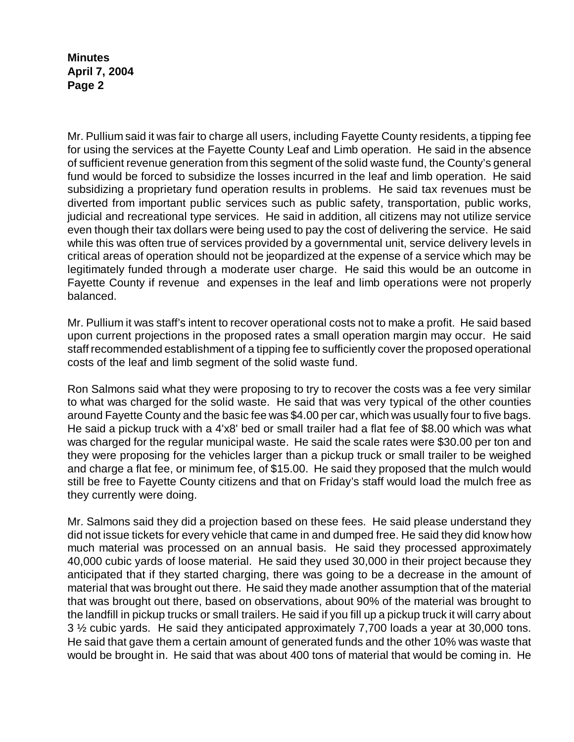Mr. Pullium said it was fair to charge all users, including Fayette County residents, a tipping fee for using the services at the Fayette County Leaf and Limb operation. He said in the absence of sufficient revenue generation from this segment of the solid waste fund, the County's general fund would be forced to subsidize the losses incurred in the leaf and limb operation. He said subsidizing a proprietary fund operation results in problems. He said tax revenues must be diverted from important public services such as public safety, transportation, public works, judicial and recreational type services. He said in addition, all citizens may not utilize service even though their tax dollars were being used to pay the cost of delivering the service. He said while this was often true of services provided by a governmental unit, service delivery levels in critical areas of operation should not be jeopardized at the expense of a service which may be legitimately funded through a moderate user charge. He said this would be an outcome in Fayette County if revenue and expenses in the leaf and limb operations were not properly balanced.

Mr. Pullium it was staff's intent to recover operational costs not to make a profit. He said based upon current projections in the proposed rates a small operation margin may occur. He said staff recommended establishment of a tipping fee to sufficiently cover the proposed operational costs of the leaf and limb segment of the solid waste fund.

Ron Salmons said what they were proposing to try to recover the costs was a fee very similar to what was charged for the solid waste. He said that was very typical of the other counties around Fayette County and the basic fee was $4.00 per car, which was usually four to five bags. He said a pickup truck with a 4'x8' bed or small trailer had a flat fee of $8.00 which was what was charged for the regular municipal waste. He said the scale rates were $30.00 per ton and they were proposing for the vehicles larger than a pickup truck or small trailer to be weighed and charge a flat fee, or minimum fee, of $15.00. He said they proposed that the mulch would still be free to Fayette County citizens and that on Friday's staff would load the mulch free as they currently were doing.

Mr. Salmons said they did a projection based on these fees. He said please understand they did not issue tickets for every vehicle that came in and dumped free. He said they did know how much material was processed on an annual basis. He said they processed approximately 40,000 cubic yards of loose material. He said they used 30,000 in their project because they anticipated that if they started charging, there was going to be a decrease in the amount of material that was brought out there. He said they made another assumption that of the material that was brought out there, based on observations, about 90% of the material was brought to the landfill in pickup trucks or small trailers. He said if you fill up a pickup truck it will carry about 3 ½ cubic yards. He said they anticipated approximately 7,700 loads a year at 30,000 tons. He said that gave them a certain amount of generated funds and the other 10% was waste that would be brought in. He said that was about 400 tons of material that would be coming in. He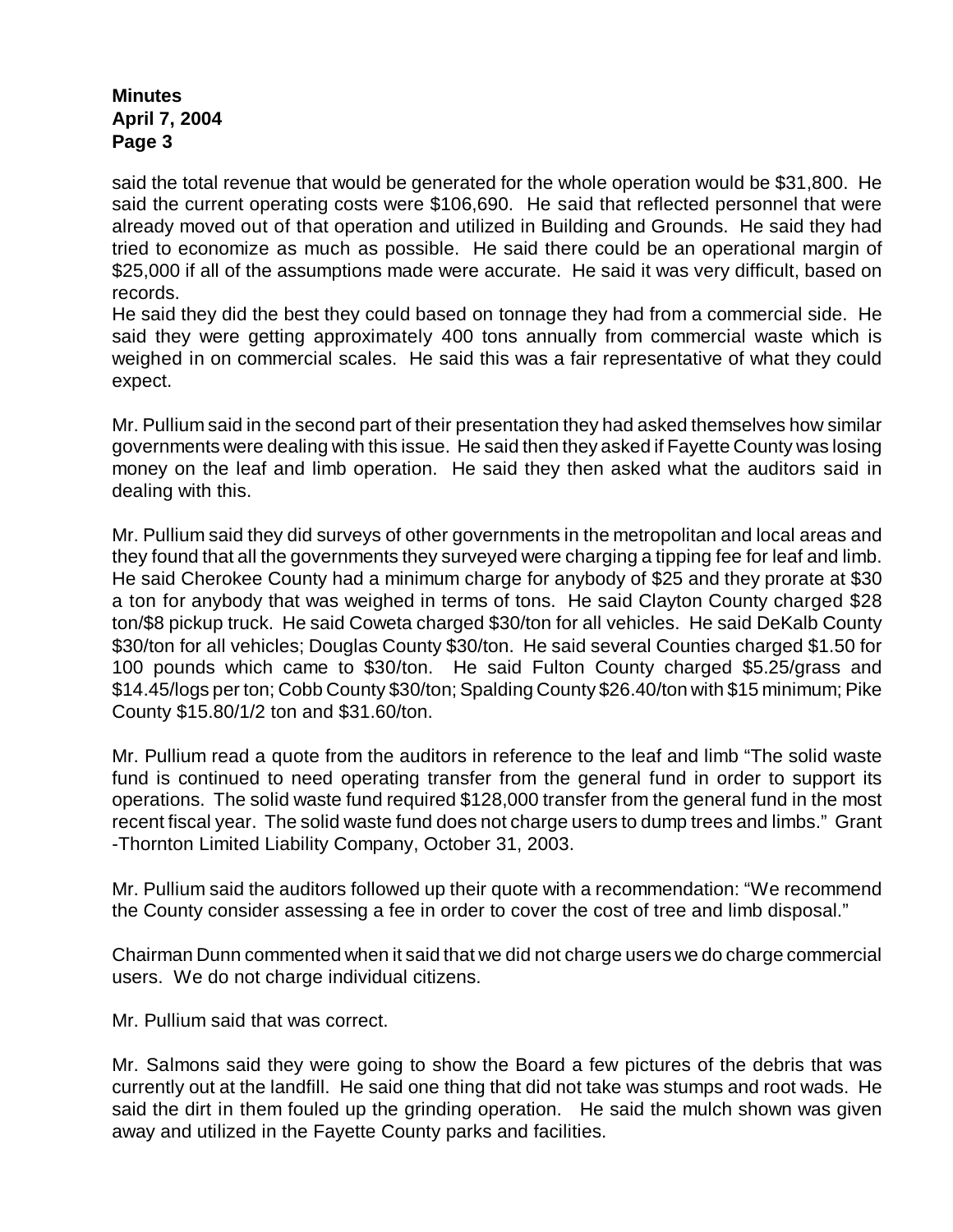said the total revenue that would be generated for the whole operation would be $31,800. He said the current operating costs were $106,690. He said that reflected personnel that were already moved out of that operation and utilized in Building and Grounds. He said they had tried to economize as much as possible. He said there could be an operational margin of $25,000 if all of the assumptions made were accurate. He said it was very difficult, based on records.
He said they did the best they could based on tonnage they had from a commercial side. He said they were getting approximately 400 tons annually from commercial waste which is weighed in on commercial scales. He said this was a fair representative of what they could expect.

Mr. Pullium said in the second part of their presentation they had asked themselves how similar governments were dealing with this issue. He said then they asked if Fayette County was losing money on the leaf and limb operation. He said they then asked what the auditors said in dealing with this.

Mr. Pullium said they did surveys of other governments in the metropolitan and local areas and they found that all the governments they surveyed were charging a tipping fee for leaf and limb. He said Cherokee County had a minimum charge for anybody of $25 and they prorate at $30 a ton for anybody that was weighed in terms of tons. He said Clayton County charged $28 ton/$8 pickup truck. He said Coweta charged $30/ton for all vehicles. He said DeKalb County $30/ton for all vehicles; Douglas County $30/ton. He said several Counties charged $1.50 for 100 pounds which came to $30/ton. He said Fulton County charged $5.25/grass and $14.45/logs per ton; Cobb County $30/ton; Spalding County $26.40/ton with $15 minimum; Pike County $15.80/1/2 ton and $31.60/ton.

Mr. Pullium read a quote from the auditors in reference to the leaf and limb "The solid waste fund is continued to need operating transfer from the general fund in order to support its operations. The solid waste fund required $128,000 transfer from the general fund in the most recent fiscal year. The solid waste fund does not charge users to dump trees and limbs." Grant -Thornton Limited Liability Company, October 31, 2003.

Mr. Pullium said the auditors followed up their quote with a recommendation: "We recommend the County consider assessing a fee in order to cover the cost of tree and limb disposal."

Chairman Dunn commented when it said that we did not charge users we do charge commercial users. We do not charge individual citizens.

Mr. Pullium said that was correct.

Mr. Salmons said they were going to show the Board a few pictures of the debris that was currently out at the landfill. He said one thing that did not take was stumps and root wads. He said the dirt in them fouled up the grinding operation. He said the mulch shown was given away and utilized in the Fayette County parks and facilities.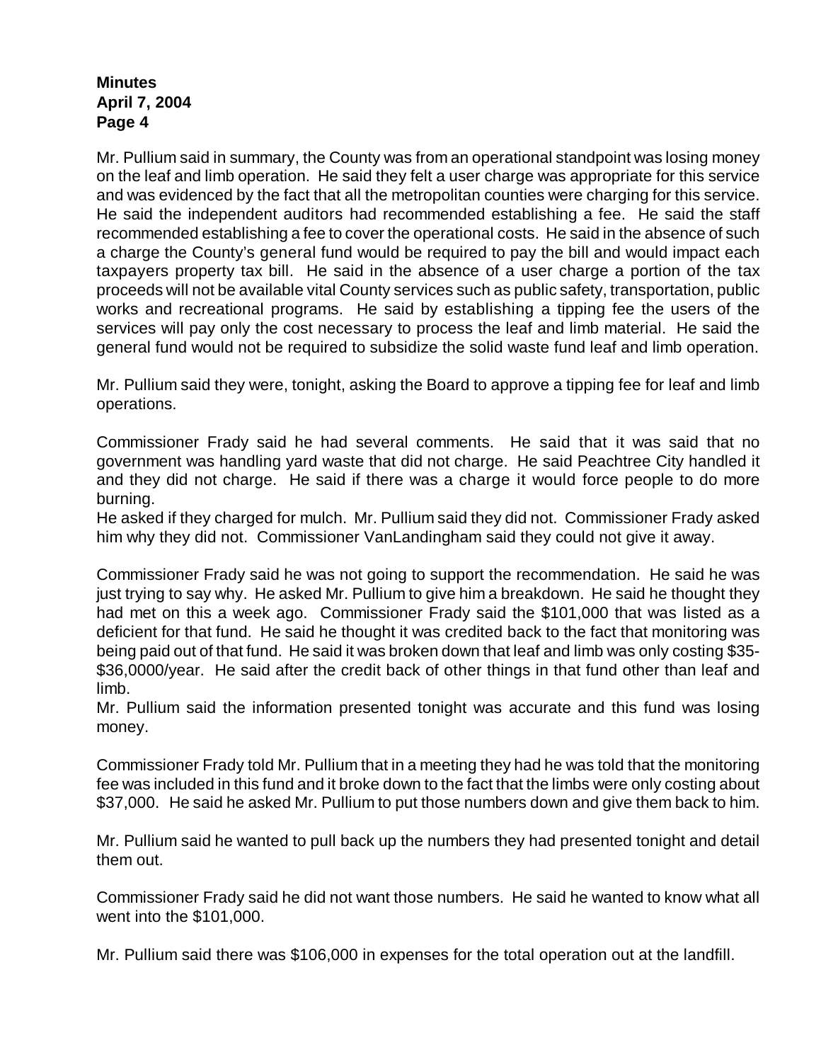Mr. Pullium said in summary, the County was from an operational standpoint was losing money on the leaf and limb operation. He said they felt a user charge was appropriate for this service and was evidenced by the fact that all the metropolitan counties were charging for this service. He said the independent auditors had recommended establishing a fee. He said the staff recommended establishing a fee to cover the operational costs. He said in the absence of such a charge the County's general fund would be required to pay the bill and would impact each taxpayers property tax bill. He said in the absence of a user charge a portion of the tax proceeds will not be available vital County services such as public safety, transportation, public works and recreational programs. He said by establishing a tipping fee the users of the services will pay only the cost necessary to process the leaf and limb material. He said the general fund would not be required to subsidize the solid waste fund leaf and limb operation.

Mr. Pullium said they were, tonight, asking the Board to approve a tipping fee for leaf and limb operations.

Commissioner Frady said he had several comments. He said that it was said that no government was handling yard waste that did not charge. He said Peachtree City handled it and they did not charge. He said if there was a charge it would force people to do more burning.
He asked if they charged for mulch. Mr. Pullium said they did not. Commissioner Frady asked him why they did not. Commissioner VanLandingham said they could not give it away.

Commissioner Frady said he was not going to support the recommendation. He said he was just trying to say why. He asked Mr. Pullium to give him a breakdown. He said he thought they had met on this a week ago. Commissioner Frady said the $101,000 that was listed as a deficient for that fund. He said he thought it was credited back to the fact that monitoring was being paid out of that fund. He said it was broken down that leaf and limb was only costing $35-$36,0000/year. He said after the credit back of other things in that fund other than leaf and limb.
Mr. Pullium said the information presented tonight was accurate and this fund was losing money.

Commissioner Frady told Mr. Pullium that in a meeting they had he was told that the monitoring fee was included in this fund and it broke down to the fact that the limbs were only costing about $37,000. He said he asked Mr. Pullium to put those numbers down and give them back to him.

Mr. Pullium said he wanted to pull back up the numbers they had presented tonight and detail them out.

Commissioner Frady said he did not want those numbers. He said he wanted to know what all went into the $101,000.

Mr. Pullium said there was $106,000 in expenses for the total operation out at the landfill.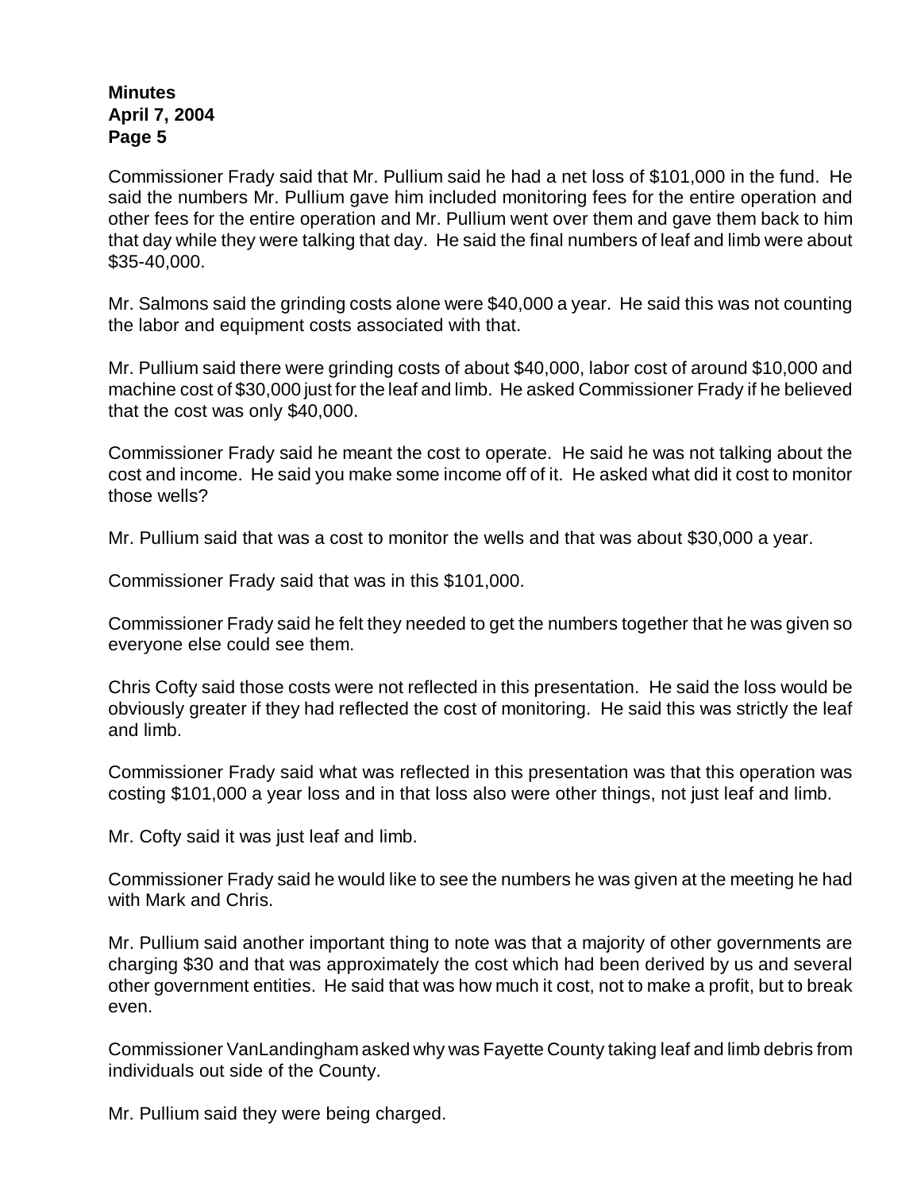Commissioner Frady said that Mr. Pullium said he had a net loss of $101,000 in the fund. He said the numbers Mr. Pullium gave him included monitoring fees for the entire operation and other fees for the entire operation and Mr. Pullium went over them and gave them back to him that day while they were talking that day. He said the final numbers of leaf and limb were about $35-40,000.

Mr. Salmons said the grinding costs alone were $40,000 a year. He said this was not counting the labor and equipment costs associated with that.

Mr. Pullium said there were grinding costs of about $40,000, labor cost of around $10,000 and machine cost of $30,000 just for the leaf and limb. He asked Commissioner Frady if he believed that the cost was only $40,000.

Commissioner Frady said he meant the cost to operate. He said he was not talking about the cost and income. He said you make some income off of it. He asked what did it cost to monitor those wells?

Mr. Pullium said that was a cost to monitor the wells and that was about $30,000 a year.

Commissioner Frady said that was in this $101,000.

Commissioner Frady said he felt they needed to get the numbers together that he was given so everyone else could see them.

Chris Cofty said those costs were not reflected in this presentation. He said the loss would be obviously greater if they had reflected the cost of monitoring. He said this was strictly the leaf and limb.

Commissioner Frady said what was reflected in this presentation was that this operation was costing $101,000 a year loss and in that loss also were other things, not just leaf and limb.

Mr. Cofty said it was just leaf and limb.

Commissioner Frady said he would like to see the numbers he was given at the meeting he had with Mark and Chris.

Mr. Pullium said another important thing to note was that a majority of other governments are charging $30 and that was approximately the cost which had been derived by us and several other government entities. He said that was how much it cost, not to make a profit, but to break even.

Commissioner VanLandingham asked why was Fayette County taking leaf and limb debris from individuals out side of the County.

Mr. Pullium said they were being charged.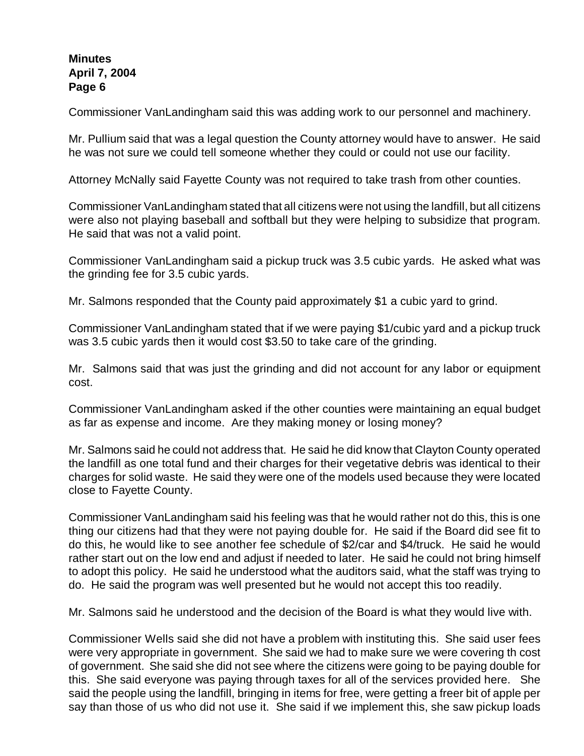Commissioner VanLandingham said this was adding work to our personnel and machinery.

Mr. Pullium said that was a legal question the County attorney would have to answer. He said he was not sure we could tell someone whether they could or could not use our facility.

Attorney McNally said Fayette County was not required to take trash from other counties.

Commissioner VanLandingham stated that all citizens were not using the landfill, but all citizens were also not playing baseball and softball but they were helping to subsidize that program. He said that was not a valid point.

Commissioner VanLandingham said a pickup truck was 3.5 cubic yards. He asked what was the grinding fee for 3.5 cubic yards.

Mr. Salmons responded that the County paid approximately $1 a cubic yard to grind.

Commissioner VanLandingham stated that if we were paying $1/cubic yard and a pickup truck was 3.5 cubic yards then it would cost $3.50 to take care of the grinding.

Mr. Salmons said that was just the grinding and did not account for any labor or equipment cost.

Commissioner VanLandingham asked if the other counties were maintaining an equal budget as far as expense and income. Are they making money or losing money?

Mr. Salmons said he could not address that. He said he did know that Clayton County operated the landfill as one total fund and their charges for their vegetative debris was identical to their charges for solid waste. He said they were one of the models used because they were located close to Fayette County.

Commissioner VanLandingham said his feeling was that he would rather not do this, this is one thing our citizens had that they were not paying double for. He said if the Board did see fit to do this, he would like to see another fee schedule of $2/car and $4/truck. He said he would rather start out on the low end and adjust if needed to later. He said he could not bring himself to adopt this policy. He said he understood what the auditors said, what the staff was trying to do. He said the program was well presented but he would not accept this too readily.

Mr. Salmons said he understood and the decision of the Board is what they would live with.

Commissioner Wells said she did not have a problem with instituting this. She said user fees were very appropriate in government. She said we had to make sure we were covering th cost of government. She said she did not see where the citizens were going to be paying double for this. She said everyone was paying through taxes for all of the services provided here. She said the people using the landfill, bringing in items for free, were getting a freer bit of apple per say than those of us who did not use it. She said if we implement this, she saw pickup loads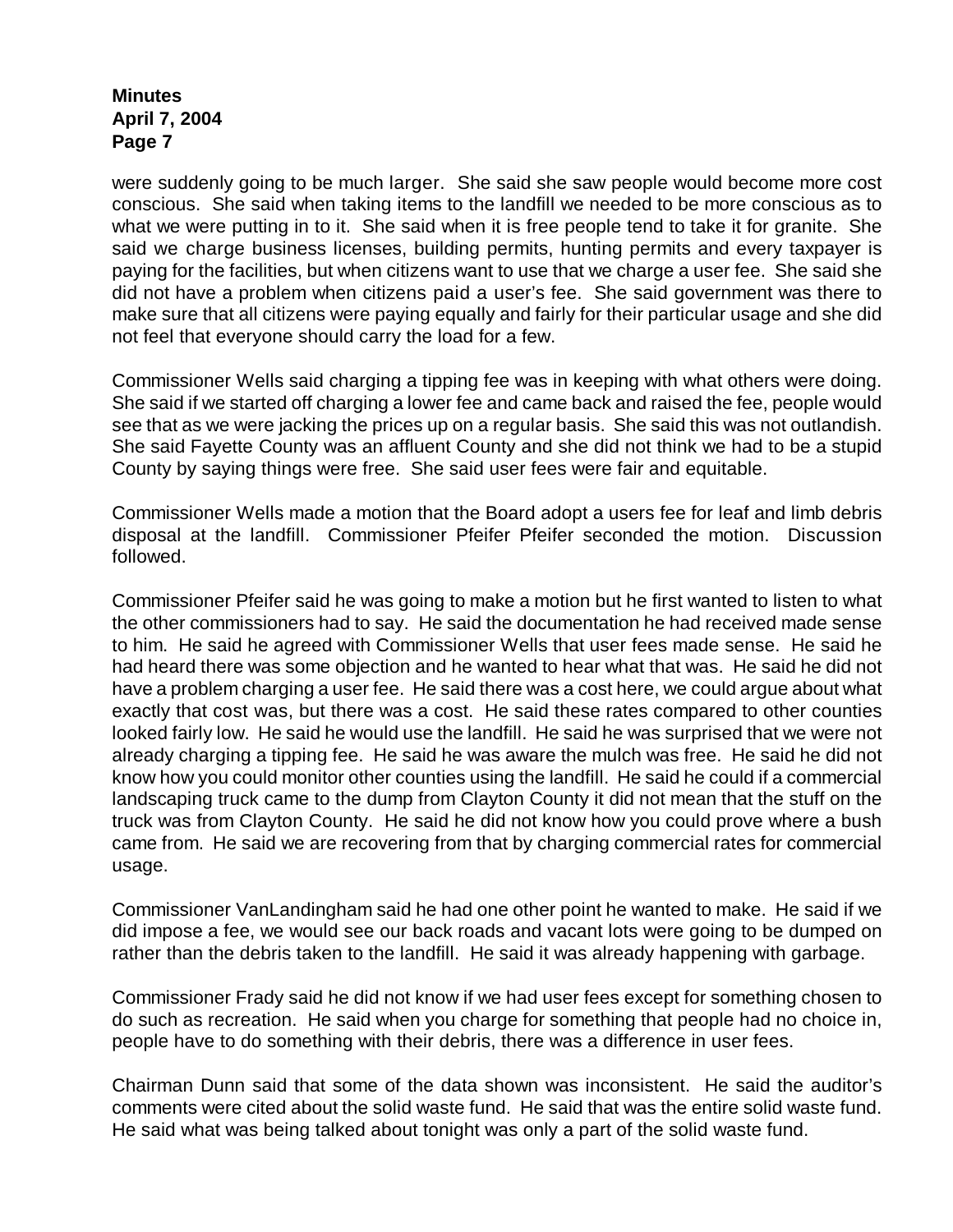were suddenly going to be much larger. She said she saw people would become more cost conscious. She said when taking items to the landfill we needed to be more conscious as to what we were putting in to it. She said when it is free people tend to take it for granite. She said we charge business licenses, building permits, hunting permits and every taxpayer is paying for the facilities, but when citizens want to use that we charge a user fee. She said she did not have a problem when citizens paid a user's fee. She said government was there to make sure that all citizens were paying equally and fairly for their particular usage and she did not feel that everyone should carry the load for a few.

Commissioner Wells said charging a tipping fee was in keeping with what others were doing. She said if we started off charging a lower fee and came back and raised the fee, people would see that as we were jacking the prices up on a regular basis. She said this was not outlandish. She said Fayette County was an affluent County and she did not think we had to be a stupid County by saying things were free. She said user fees were fair and equitable.

Commissioner Wells made a motion that the Board adopt a users fee for leaf and limb debris disposal at the landfill. Commissioner Pfeifer Pfeifer seconded the motion. Discussion followed.

Commissioner Pfeifer said he was going to make a motion but he first wanted to listen to what the other commissioners had to say. He said the documentation he had received made sense to him. He said he agreed with Commissioner Wells that user fees made sense. He said he had heard there was some objection and he wanted to hear what that was. He said he did not have a problem charging a user fee. He said there was a cost here, we could argue about what exactly that cost was, but there was a cost. He said these rates compared to other counties looked fairly low. He said he would use the landfill. He said he was surprised that we were not already charging a tipping fee. He said he was aware the mulch was free. He said he did not know how you could monitor other counties using the landfill. He said he could if a commercial landscaping truck came to the dump from Clayton County it did not mean that the stuff on the truck was from Clayton County. He said he did not know how you could prove where a bush came from. He said we are recovering from that by charging commercial rates for commercial usage.

Commissioner VanLandingham said he had one other point he wanted to make. He said if we did impose a fee, we would see our back roads and vacant lots were going to be dumped on rather than the debris taken to the landfill. He said it was already happening with garbage.

Commissioner Frady said he did not know if we had user fees except for something chosen to do such as recreation. He said when you charge for something that people had no choice in, people have to do something with their debris, there was a difference in user fees.

Chairman Dunn said that some of the data shown was inconsistent. He said the auditor's comments were cited about the solid waste fund. He said that was the entire solid waste fund. He said what was being talked about tonight was only a part of the solid waste fund.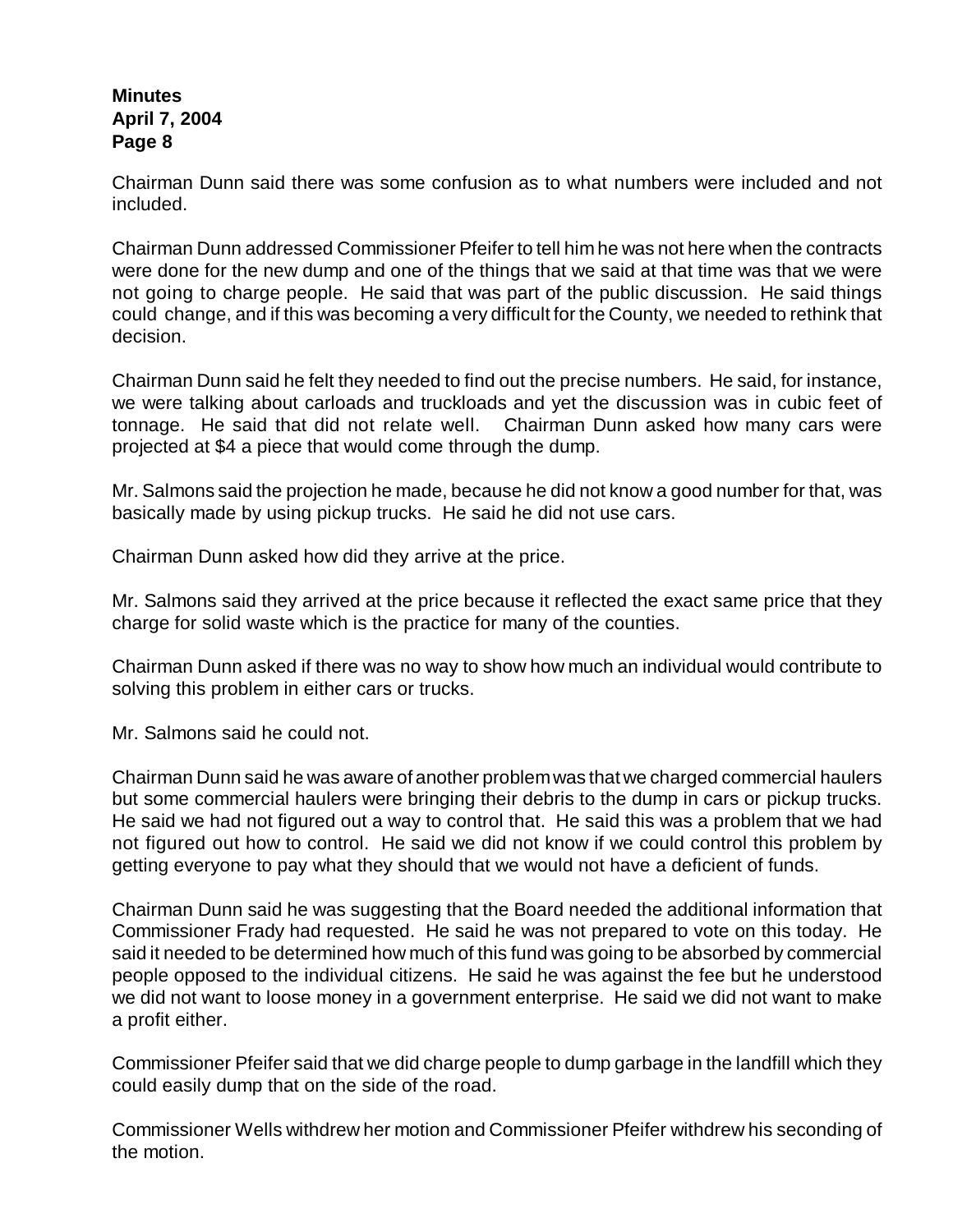Chairman Dunn said there was some confusion as to what numbers were included and not included.

Chairman Dunn addressed Commissioner Pfeifer to tell him he was not here when the contracts were done for the new dump and one of the things that we said at that time was that we were not going to charge people. He said that was part of the public discussion. He said things could change, and if this was becoming a very difficult for the County, we needed to rethink that decision.

Chairman Dunn said he felt they needed to find out the precise numbers. He said, for instance, we were talking about carloads and truckloads and yet the discussion was in cubic feet of tonnage. He said that did not relate well. Chairman Dunn asked how many cars were projected at $4 a piece that would come through the dump.

Mr. Salmons said the projection he made, because he did not know a good number for that, was basically made by using pickup trucks. He said he did not use cars.

Chairman Dunn asked how did they arrive at the price.

Mr. Salmons said they arrived at the price because it reflected the exact same price that they charge for solid waste which is the practice for many of the counties.

Chairman Dunn asked if there was no way to show how much an individual would contribute to solving this problem in either cars or trucks.

Mr. Salmons said he could not.

Chairman Dunn said he was aware of another problem was that we charged commercial haulers but some commercial haulers were bringing their debris to the dump in cars or pickup trucks. He said we had not figured out a way to control that. He said this was a problem that we had not figured out how to control. He said we did not know if we could control this problem by getting everyone to pay what they should that we would not have a deficient of funds.

Chairman Dunn said he was suggesting that the Board needed the additional information that Commissioner Frady had requested. He said he was not prepared to vote on this today. He said it needed to be determined how much of this fund was going to be absorbed by commercial people opposed to the individual citizens. He said he was against the fee but he understood we did not want to loose money in a government enterprise. He said we did not want to make a profit either.

Commissioner Pfeifer said that we did charge people to dump garbage in the landfill which they could easily dump that on the side of the road.

Commissioner Wells withdrew her motion and Commissioner Pfeifer withdrew his seconding of the motion.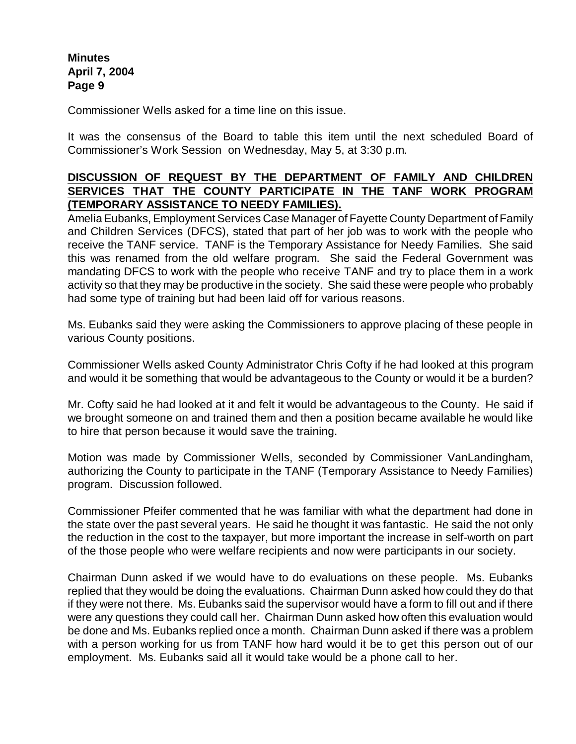Commissioner Wells asked for a time line on this issue.

It was the consensus of the Board to table this item until the next scheduled Board of Commissioner's Work Session on Wednesday, May 5, at 3:30 p.m.

**DISCUSSION OF REQUEST BY THE DEPARTMENT OF FAMILY AND CHILDREN SERVICES THAT THE COUNTY PARTICIPATE IN THE TANF WORK PROGRAM (TEMPORARY ASSISTANCE TO NEEDY FAMILIES).**

Amelia Eubanks, Employment Services Case Manager of Fayette County Department of Family and Children Services (DFCS), stated that part of her job was to work with the people who receive the TANF service. TANF is the Temporary Assistance for Needy Families. She said this was renamed from the old welfare program. She said the Federal Government was mandating DFCS to work with the people who receive TANF and try to place them in a work activity so that they may be productive in the society. She said these were people who probably had some type of training but had been laid off for various reasons.

Ms. Eubanks said they were asking the Commissioners to approve placing of these people in various County positions.

Commissioner Wells asked County Administrator Chris Cofty if he had looked at this program and would it be something that would be advantageous to the County or would it be a burden?

Mr. Cofty said he had looked at it and felt it would be advantageous to the County. He said if we brought someone on and trained them and then a position became available he would like to hire that person because it would save the training.

Motion was made by Commissioner Wells, seconded by Commissioner VanLandingham, authorizing the County to participate in the TANF (Temporary Assistance to Needy Families) program. Discussion followed.

Commissioner Pfeifer commented that he was familiar with what the department had done in the state over the past several years. He said he thought it was fantastic. He said the not only the reduction in the cost to the taxpayer, but more important the increase in self-worth on part of the those people who were welfare recipients and now were participants in our society.

Chairman Dunn asked if we would have to do evaluations on these people. Ms. Eubanks replied that they would be doing the evaluations. Chairman Dunn asked how could they do that if they were not there. Ms. Eubanks said the supervisor would have a form to fill out and if there were any questions they could call her. Chairman Dunn asked how often this evaluation would be done and Ms. Eubanks replied once a month. Chairman Dunn asked if there was a problem with a person working for us from TANF how hard would it be to get this person out of our employment. Ms. Eubanks said all it would take would be a phone call to her.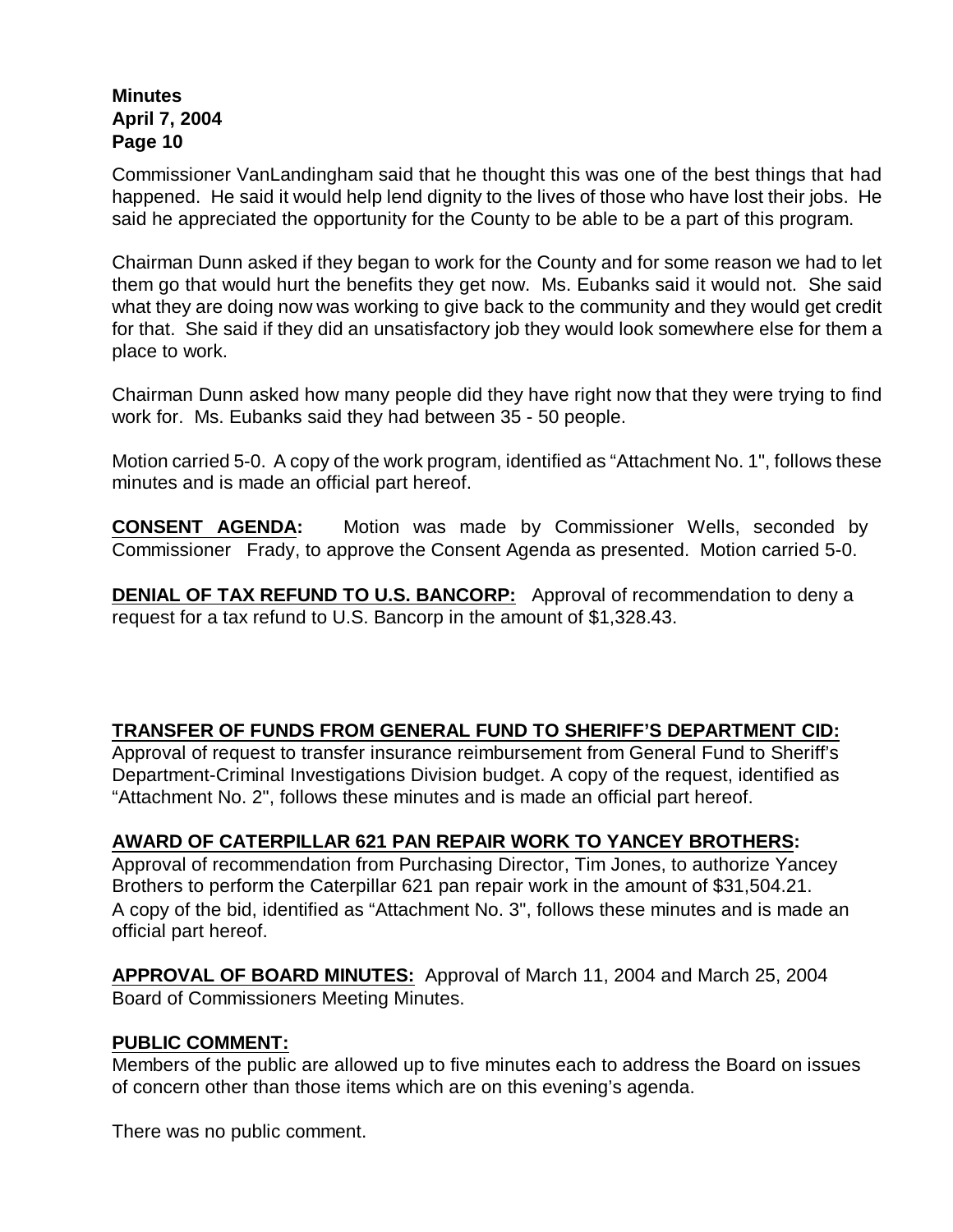Commissioner VanLandingham said that he thought this was one of the best things that had happened. He said it would help lend dignity to the lives of those who have lost their jobs. He said he appreciated the opportunity for the County to be able to be a part of this program.

Chairman Dunn asked if they began to work for the County and for some reason we had to let them go that would hurt the benefits they get now. Ms. Eubanks said it would not. She said what they are doing now was working to give back to the community and they would get credit for that. She said if they did an unsatisfactory job they would look somewhere else for them a place to work.

Chairman Dunn asked how many people did they have right now that they were trying to find work for. Ms. Eubanks said they had between 35 - 50 people.

Motion carried 5-0. A copy of the work program, identified as "Attachment No. 1", follows these minutes and is made an official part hereof.

**CONSENT AGENDA:** Motion was made by Commissioner Wells, seconded by Commissioner Frady, to approve the Consent Agenda as presented. Motion carried 5-0.

**DENIAL OF TAX REFUND TO U.S. BANCORP:** Approval of recommendation to deny a request for a tax refund to U.S. Bancorp in the amount of $1,328.43.

**TRANSFER OF FUNDS FROM GENERAL FUND TO SHERIFF'S DEPARTMENT CID:**
Approval of request to transfer insurance reimbursement from General Fund to Sheriff's Department-Criminal Investigations Division budget. A copy of the request, identified as "Attachment No. 2", follows these minutes and is made an official part hereof.

**AWARD OF CATERPILLAR 621 PAN REPAIR WORK TO YANCEY BROTHERS:**
Approval of recommendation from Purchasing Director, Tim Jones, to authorize Yancey Brothers to perform the Caterpillar 621 pan repair work in the amount of $31,504.21. A copy of the bid, identified as "Attachment No. 3", follows these minutes and is made an official part hereof.

**APPROVAL OF BOARD MINUTES:** Approval of March 11, 2004 and March 25, 2004 Board of Commissioners Meeting Minutes.

**PUBLIC COMMENT:**
Members of the public are allowed up to five minutes each to address the Board on issues of concern other than those items which are on this evening's agenda.

There was no public comment.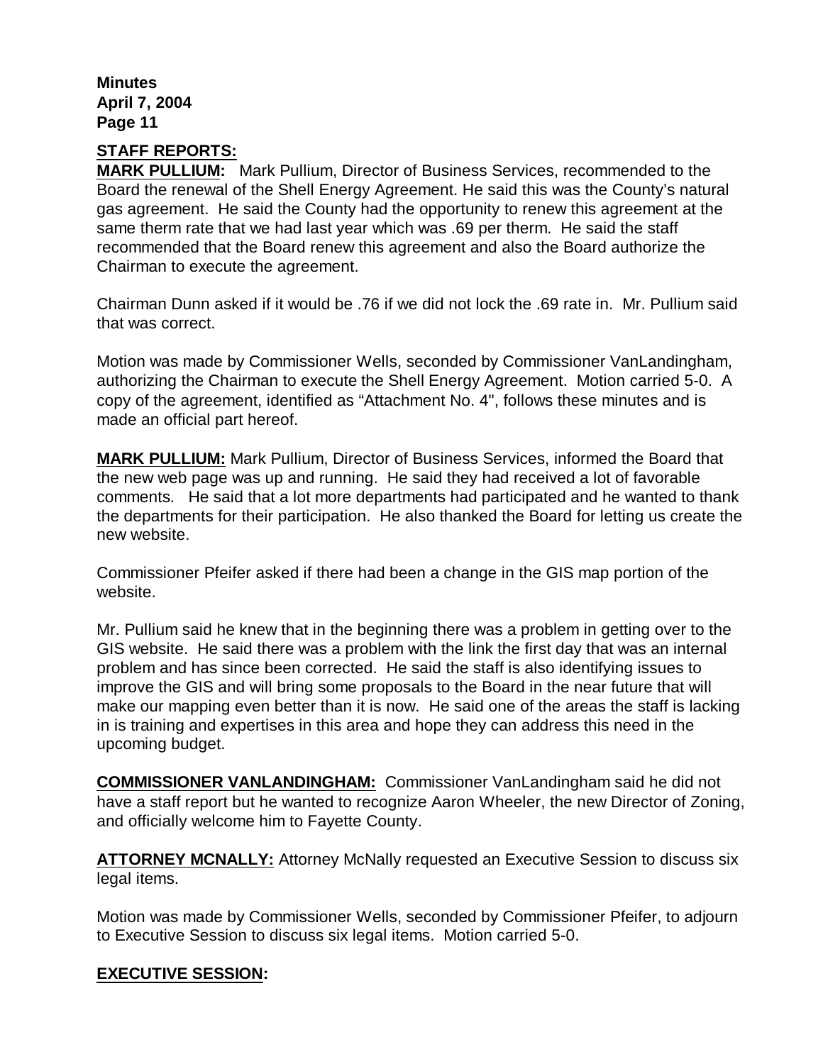**STAFF REPORTS:**

**MARK PULLIUM:** Mark Pullium, Director of Business Services, recommended to the Board the renewal of the Shell Energy Agreement. He said this was the County's natural gas agreement. He said the County had the opportunity to renew this agreement at the same therm rate that we had last year which was .69 per therm. He said the staff recommended that the Board renew this agreement and also the Board authorize the Chairman to execute the agreement.

Chairman Dunn asked if it would be .76 if we did not lock the .69 rate in. Mr. Pullium said that was correct.

Motion was made by Commissioner Wells, seconded by Commissioner VanLandingham, authorizing the Chairman to execute the Shell Energy Agreement. Motion carried 5-0. A copy of the agreement, identified as "Attachment No. 4", follows these minutes and is made an official part hereof.

**MARK PULLIUM:** Mark Pullium, Director of Business Services, informed the Board that the new web page was up and running. He said they had received a lot of favorable comments. He said that a lot more departments had participated and he wanted to thank the departments for their participation. He also thanked the Board for letting us create the new website.

Commissioner Pfeifer asked if there had been a change in the GIS map portion of the website.

Mr. Pullium said he knew that in the beginning there was a problem in getting over to the GIS website. He said there was a problem with the link the first day that was an internal problem and has since been corrected. He said the staff is also identifying issues to improve the GIS and will bring some proposals to the Board in the near future that will make our mapping even better than it is now. He said one of the areas the staff is lacking in is training and expertises in this area and hope they can address this need in the upcoming budget.

**COMMISSIONER VANLANDINGHAM:** Commissioner VanLandingham said he did not have a staff report but he wanted to recognize Aaron Wheeler, the new Director of Zoning, and officially welcome him to Fayette County.

**ATTORNEY MCNALLY:** Attorney McNally requested an Executive Session to discuss six legal items.

Motion was made by Commissioner Wells, seconded by Commissioner Pfeifer, to adjourn to Executive Session to discuss six legal items. Motion carried 5-0.

**EXECUTIVE SESSION:**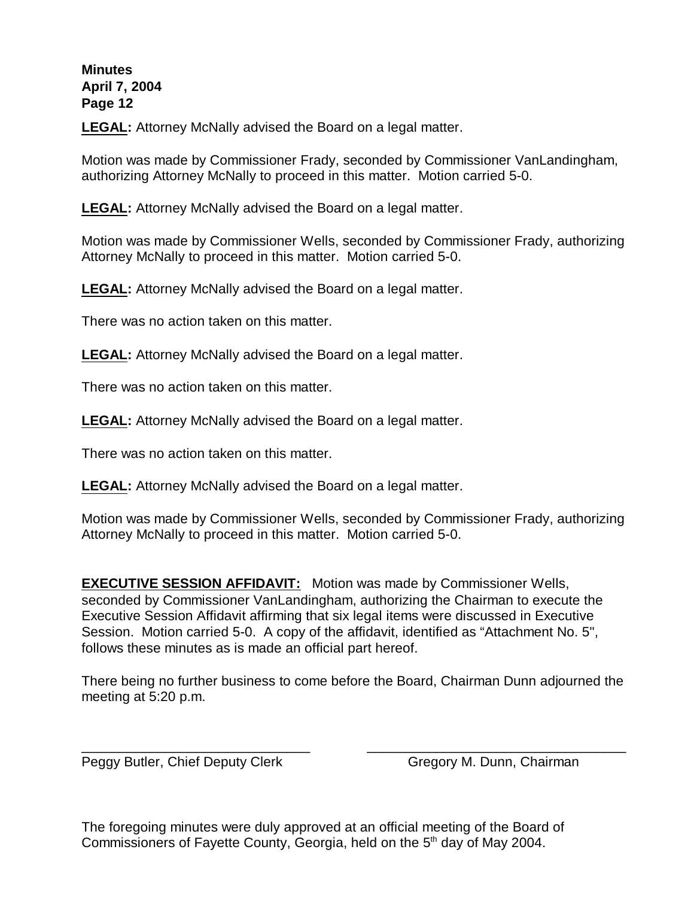**LEGAL:** Attorney McNally advised the Board on a legal matter.

Motion was made by Commissioner Frady, seconded by Commissioner VanLandingham, authorizing Attorney McNally to proceed in this matter. Motion carried 5-0.

**LEGAL:** Attorney McNally advised the Board on a legal matter.

Motion was made by Commissioner Wells, seconded by Commissioner Frady, authorizing Attorney McNally to proceed in this matter. Motion carried 5-0.

**LEGAL:** Attorney McNally advised the Board on a legal matter.

There was no action taken on this matter.

**LEGAL:** Attorney McNally advised the Board on a legal matter.

There was no action taken on this matter.

**LEGAL:** Attorney McNally advised the Board on a legal matter.

There was no action taken on this matter.

**LEGAL:** Attorney McNally advised the Board on a legal matter.

Motion was made by Commissioner Wells, seconded by Commissioner Frady, authorizing Attorney McNally to proceed in this matter. Motion carried 5-0.

**EXECUTIVE SESSION AFFIDAVIT:** Motion was made by Commissioner Wells, seconded by Commissioner VanLandingham, authorizing the Chairman to execute the Executive Session Affidavit affirming that six legal items were discussed in Executive Session. Motion carried 5-0. A copy of the affidavit, identified as "Attachment No. 5", follows these minutes as is made an official part hereof.

There being no further business to come before the Board, Chairman Dunn adjourned the meeting at 5:20 p.m.

\_\_\_\_\_\_\_\_\_\_\_\_\_\_\_\_\_\_\_\_\_\_\_\_\_\_\_\_\_\_ \_\_\_\_\_\_\_\_\_\_\_\_\_\_\_\_\_\_\_\_\_\_\_\_\_\_\_\_\_\_\_\_\_\_

Peggy Butler, Chief Deputy Clerk Gregory M. Dunn, Chairman

The foregoing minutes were duly approved at an official meeting of the Board of Commissioners of Fayette County, Georgia, held on the 5th day of May 2004.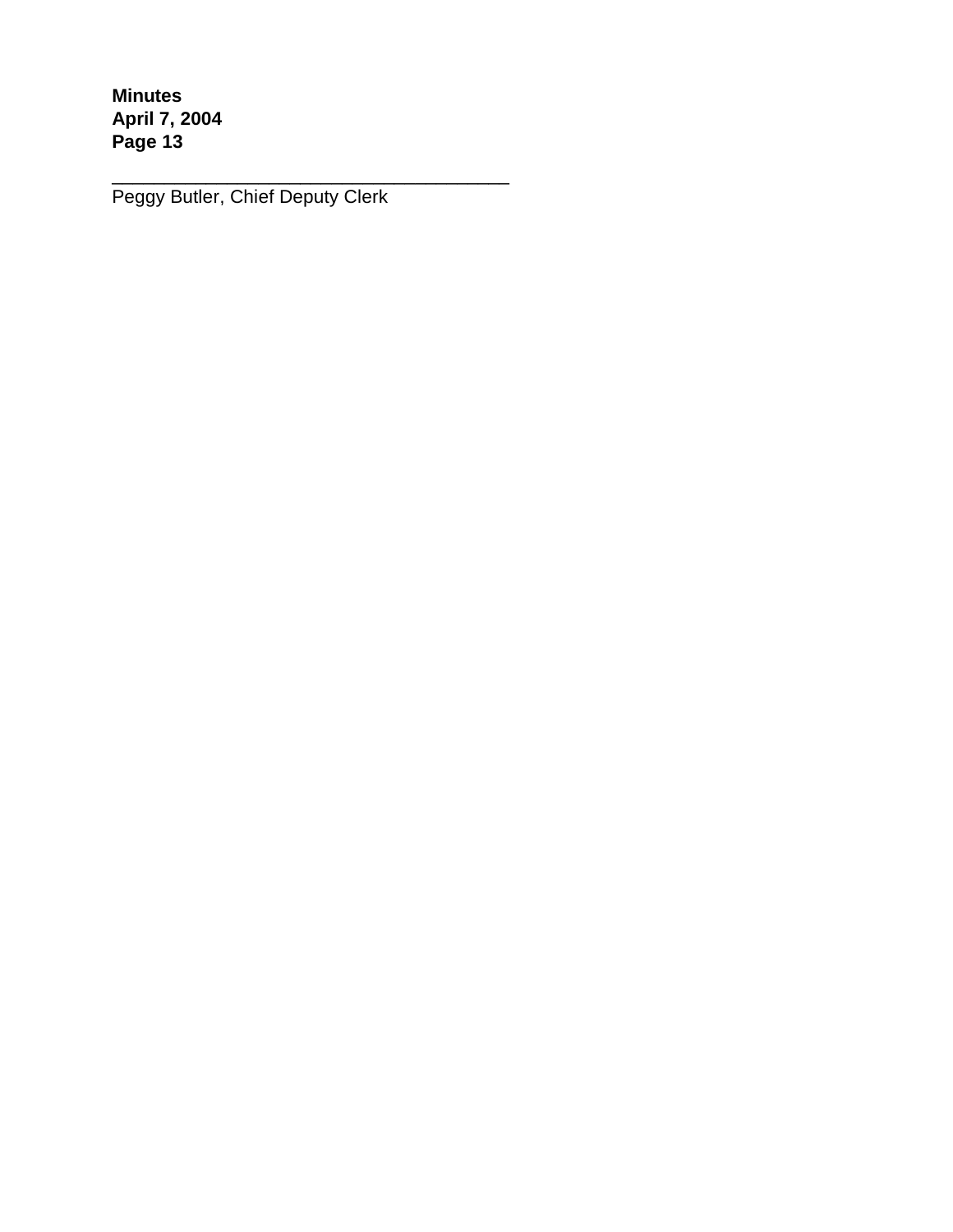\_\_\_\_\_\_\_\_\_\_\_\_\_\_\_\_\_\_\_\_\_\_\_\_\_\_\_\_\_\_\_\_\_\_\_\_\_\_\_

Peggy Butler, Chief Deputy Clerk